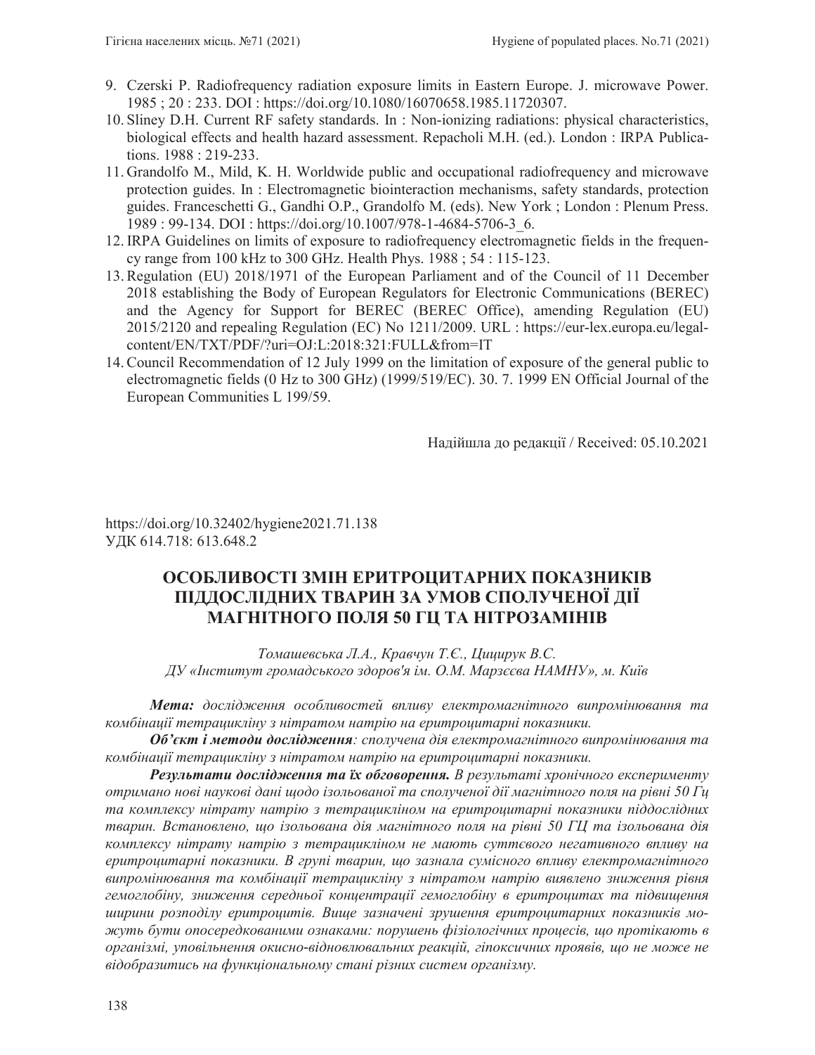9. Czerski P. Radiofrequency radiation exposure limits in Eastern Europe. J. microwave Power. 1985 ; 20 : 233. DOI : https://doi.org/10.1080/16070658.1985.11720307.
10. Sliney D.H. Current RF safety standards. In : Non-ionizing radiations: physical characteristics, biological effects and health hazard assessment. Repacholi M.H. (ed.). London : IRPA Publications. 1988 : 219-233.
11. Grandolfo M., Mild, K. H. Worldwide public and occupational radiofrequency and microwave protection guides. In : Electromagnetic biointeraction mechanisms, safety standards, protection guides. Franceschetti G., Gandhi O.P., Grandolfo M. (eds). New York ; London : Plenum Press. 1989 : 99-134. DOI : https://doi.org/10.1007/978-1-4684-5706-3_6.
12. IRPA Guidelines on limits of exposure to radiofrequency electromagnetic fields in the frequency range from 100 kHz to 300 GHz. Health Phys. 1988 ; 54 : 115-123.
13. Regulation (EU) 2018/1971 of the European Parliament and of the Council of 11 December 2018 establishing the Body of European Regulators for Electronic Communications (BEREC) and the Agency for Support for BEREC (BEREC Office), amending Regulation (EU) 2015/2120 and repealing Regulation (EC) No 1211/2009. URL : https://eur-lex.europa.eu/legal-content/EN/TXT/PDF/?uri=OJ:L:2018:321:FULL&from=IT
14. Council Recommendation of 12 July 1999 on the limitation of exposure of the general public to electromagnetic fields (0 Hz to 300 GHz) (1999/519/EC). 30. 7. 1999 EN Official Journal of the European Communities L 199/59.

Надійшла до редакції / Received: 05.10.2021

https://doi.org/10.32402/hygiene2021.71.138
УДК 614.718: 613.648.2

# ОСОБЛИВОСТІ ЗМІН ЕРИТРОЦИТАРНИХ ПОКАЗНИКІВ ПІДДОСЛІДНИХ ТВАРИН ЗА УМОВ СПОЛУЧЕНОЇ ДІЇ МАГНІТНОГО ПОЛЯ 50 ГЦ ТА НІТРОЗАМІНІВ

*Томашевська Л.А., Кравчун Т.Є., Цицирук В.С.*
*ДУ «Інститут громадського здоров'я ім. О.М. Марзєєва НАМНУ», м. Київ*

***Мета:*** *дослідження особливостей впливу електромагнітного випромінювання та комбінації тетрацикліну з нітратом натрію на еритроцитарні показники.*

***Об'єкт і методи дослідження****: сполучена дія електромагнітного випромінювання та комбінації тетрацикліну з нітратом натрію на еритроцитарні показники.*

***Результати дослідження та їх обговорення.*** *В результаті хронічного експерименту отримано нові наукові дані щодо ізольованої та сполученої дії магнітного поля на рівні 50 Гц та комплексу нітрату натрію з тетрацикліном на еритроцитарні показники піддослідних тварин. Встановлено, що ізольована дія магнітного поля на рівні 50 ГЦ та ізольована дія комплексу нітрату натрію з тетрацикліном не мають суттєвого негативного впливу на еритроцитарні показники. В групі тварин, що зазнала сумісного впливу електромагнітного випромінювання та комбінації тетрацикліну з нітратом натрію виявлено зниження рівня гемоглобіну, зниження середньої концентрації гемоглобіну в еритроцитах та підвищення ширини розподілу еритроцитів. Вище зазначені зрушення еритроцитарних показників можуть бути опосередкованими ознаками: порушень фізіологічних процесів, що протікають в організмі, уповільнення окисно-відновлювальних реакцій, гіпоксичних проявів, що не може не відобразитись на функціональному стані різних систем організму.*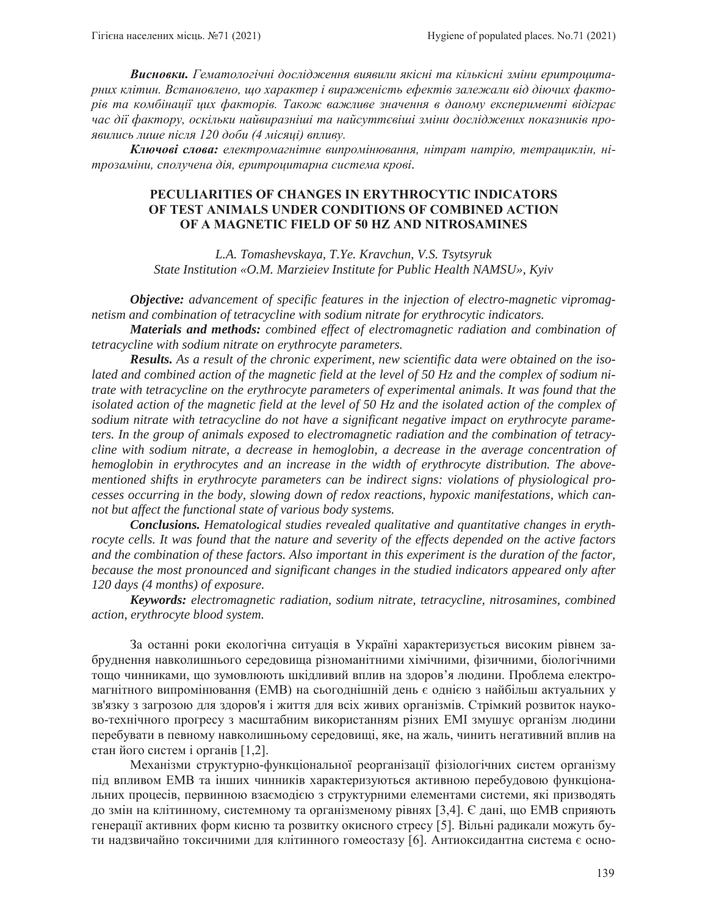***Висновки.*** *Гематологічні дослідження виявили якісні та кількісні зміни еритроцитарних клітин. Встановлено, що характер і вираженість ефектів залежали від діючих факторів та комбінації цих факторів. Також важливе значення в даному експерименті відіграє час дії фактору, оскільки найвиразніші та найсуттєвіші зміни досліджених показників проявились лише після 120 доби (4 місяці) впливу.*

***Ключові слова:*** *електромагнітне випромінювання, нітрат натрію, тетрациклін, нітрозаміни, сполучена дія, еритроцитарна система крові.*

## PECULIARITIES OF CHANGES IN ERYTHROCYTIC INDICATORS OF TEST ANIMALS UNDER CONDITIONS OF COMBINED ACTION OF A MAGNETIC FIELD OF 50 HZ AND NITROSAMINES

*L.A. Tomashevskaya, T.Ye. Kravchun, V.S. Tsytsyruk*
*State Institution «O.M. Marzieiev Institute for Public Health NAMSU», Kyiv*

***Objective:*** *advancement of specific features in the injection of electro-magnetic vipromagnetism and combination of tetracycline with sodium nitrate for erythrocytic indicators.*

***Materials and methods:*** *combined effect of electromagnetic radiation and combination of tetracycline with sodium nitrate on erythrocyte parameters.*

***Results.*** *As a result of the chronic experiment, new scientific data were obtained on the isolated and combined action of the magnetic field at the level of 50 Hz and the complex of sodium nitrate with tetracycline on the erythrocyte parameters of experimental animals. It was found that the isolated action of the magnetic field at the level of 50 Hz and the isolated action of the complex of sodium nitrate with tetracycline do not have a significant negative impact on erythrocyte parameters. In the group of animals exposed to electromagnetic radiation and the combination of tetracycline with sodium nitrate, a decrease in hemoglobin, a decrease in the average concentration of hemoglobin in erythrocytes and an increase in the width of erythrocyte distribution. The above-mentioned shifts in erythrocyte parameters can be indirect signs: violations of physiological processes occurring in the body, slowing down of redox reactions, hypoxic manifestations, which cannot but affect the functional state of various body systems.*

***Conclusions.*** *Hematological studies revealed qualitative and quantitative changes in erythrocyte cells. It was found that the nature and severity of the effects depended on the active factors and the combination of these factors. Also important in this experiment is the duration of the factor, because the most pronounced and significant changes in the studied indicators appeared only after 120 days (4 months) of exposure.*

***Keywords:*** *electromagnetic radiation, sodium nitrate, tetracycline, nitrosamines, combined action, erythrocyte blood system.*

За останні роки екологічна ситуація в Україні характеризується високим рівнем забруднення навколишнього середовища різноманітними хімічними, фізичними, біологічними тощо чинниками, що зумовлюють шкідливий вплив на здоров'я людини. Проблема електромагнітного випромінювання (ЕМВ) на сьогоднішній день є однією з найбільш актуальних у зв'язку з загрозою для здоров'я і життя для всіх живих організмів. Стрімкий розвиток науково-технічного прогресу з масштабним використанням різних ЕМІ змушує організм людини перебувати в певному навколишньому середовищі, яке, на жаль, чинить негативний вплив на стан його систем і органів [1,2].

Механізми структурно-функціональної реорганізації фізіологічних систем організму під впливом ЕМВ та інших чинників характеризуються активною перебудовою функціональних процесів, первинною взаємодією з структурними елементами системи, які призводять до змін на клітинному, системному та організменому рівнях [3,4]. Є дані, що ЕМВ сприяють генерації активних форм кисню та розвитку окисного стресу [5]. Вільні радикали можуть бути надзвичайно токсичними для клітинного гомеостазу [6]. Антиоксидантна система є осно-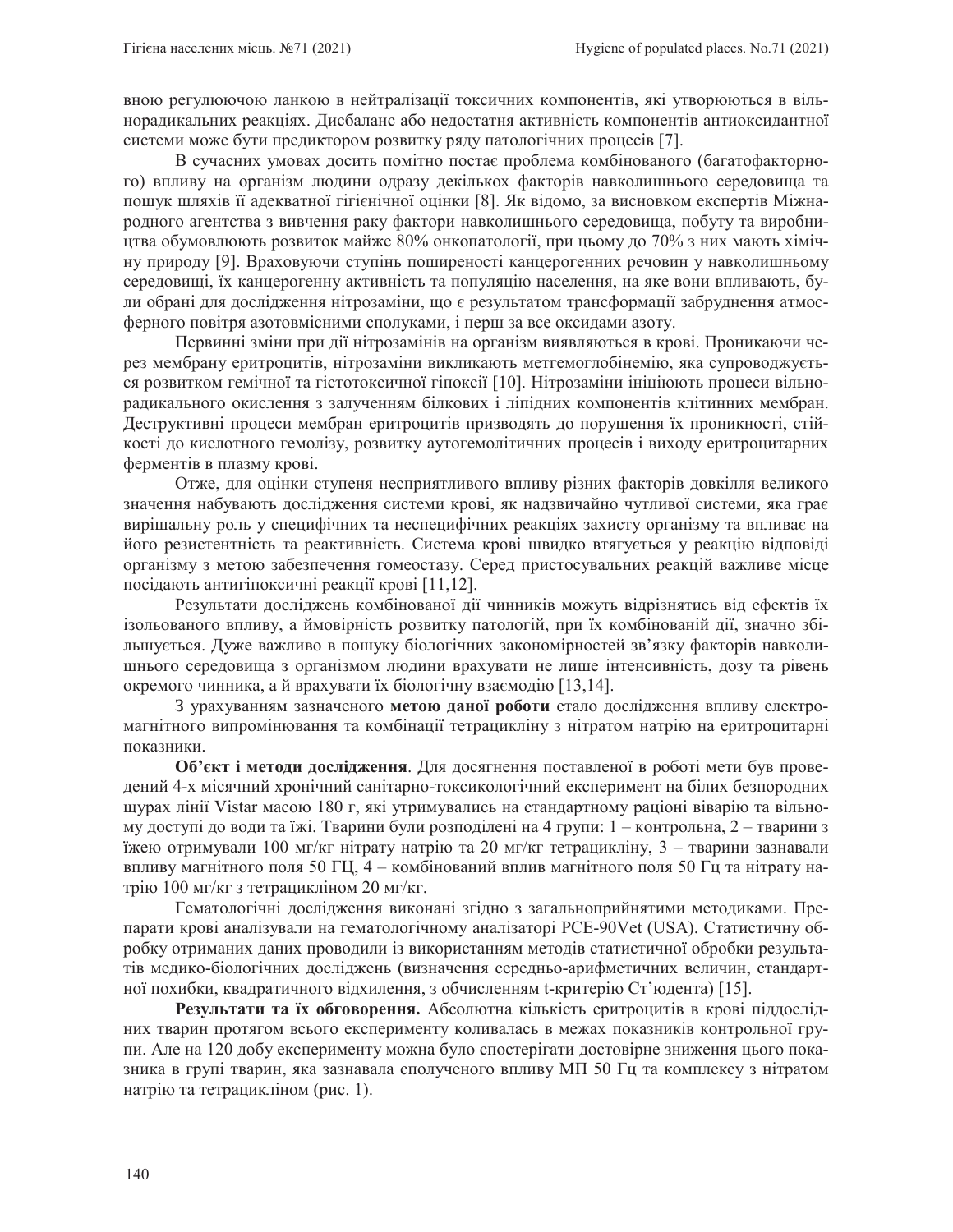вною регулюючою ланкою в нейтралізації токсичних компонентів, які утворюються в вільнорадикальних реакціях. Дисбаланс або недостатня активність компонентів антиоксидантної системи може бути предиктором розвитку ряду патологічних процесів [7].

В сучасних умовах досить помітно постає проблема комбінованого (багатофакторного) впливу на організм людини одразу декількох факторів навколишнього середовища та пошук шляхів її адекватної гігієнічної оцінки [8]. Як відомо, за висновком експертів Міжнародного агентства з вивчення раку фактори навколишнього середовища, побуту та виробництва обумовлюють розвиток майже 80% онкопатології, при цьому до 70% з них мають хімічну природу [9]. Враховуючи ступінь поширеності канцерогенних речовин у навколишньому середовищі, їх канцерогенну активність та популяцію населення, на яке вони впливають, були обрані для дослідження нітрозаміни, що є результатом трансформації забруднення атмосферного повітря азотовмісними сполуками, і перш за все оксидами азоту.

Первинні зміни при дії нітрозамінів на організм виявляються в крові. Проникаючи через мембрану еритроцитів, нітрозаміни викликають метгемоглобінемію, яка супроводжується розвитком гемічної та гістотоксичної гіпоксії [10]. Нітрозаміни ініціюють процеси вільнорадикального окислення з залученням білкових і ліпідних компонентів клітинних мембран. Деструктивні процеси мембран еритроцитів призводять до порушення їх проникності, стійкості до кислотного гемолізу, розвитку аутогемолітичних процесів і виходу еритроцитарних ферментів в плазму крові.

Отже, для оцінки ступеня несприятливого впливу різних факторів довкілля великого значення набувають дослідження системи крові, як надзвичайно чутливої системи, яка грає вирішальну роль у специфічних та неспецифічних реакціях захисту організму та впливає на його резистентність та реактивність. Система крові швидко втягується у реакцію відповіді організму з метою забезпечення гомеостазу. Серед пристосувальних реакцій важливе місце посідають антигіпоксичні реакції крові [11,12].

Результати досліджень комбінованої дії чинників можуть відрізнятись від ефектів їх ізольованого впливу, а ймовірність розвитку патологій, при їх комбінованій дії, значно збільшується. Дуже важливо в пошуку біологічних закономірностей зв'язку факторів навколишнього середовища з організмом людини врахувати не лише інтенсивність, дозу та рівень окремого чинника, а й врахувати їх біологічну взаємодію [13,14].

З урахуванням зазначеного **метою даної роботи** стало дослідження впливу електромагнітного випромінювання та комбінації тетрацикліну з нітратом натрію на еритроцитарні показники.

**Об'єкт і методи дослідження**. Для досягнення поставленої в роботі мети був проведений 4-х місячний хронічний санітарно-токсикологічний експеримент на білих безпородних щурах лінії Vistar масою 180 г, які утримувались на стандартному раціоні віварію та вільному доступі до води та їжі. Тварини були розподілені на 4 групи: 1 – контрольна, 2 – тварини з їжею отримували 100 мг/кг нітрату натрію та 20 мг/кг тетрацикліну, 3 – тварини зазнавали впливу магнітного поля 50 ГЦ, 4 – комбінований вплив магнітного поля 50 Гц та нітрату натрію 100 мг/кг з тетрацикліном 20 мг/кг.

Гематологічні дослідження виконані згідно з загальноприйнятими методиками. Препарати крові аналізували на гематологічному аналізаторі PCE-90Vet (USA). Статистичну обробку отриманих даних проводили із використанням методів статистичної обробки результатів медико-біологічних досліджень (визначення середньо-арифметичних величин, стандартної похибки, квадратичного відхилення, з обчисленням t-критерію Ст'юдента) [15].

**Результати та їх обговорення.** Абсолютна кількість еритроцитів в крові піддослідних тварин протягом всього експерименту коливалась в межах показників контрольної групи. Але на 120 добу експерименту можна було спостерігати достовірне зниження цього показника в групі тварин, яка зазнавала сполученого впливу МП 50 Гц та комплексу з нітратом натрію та тетрацикліном (рис. 1).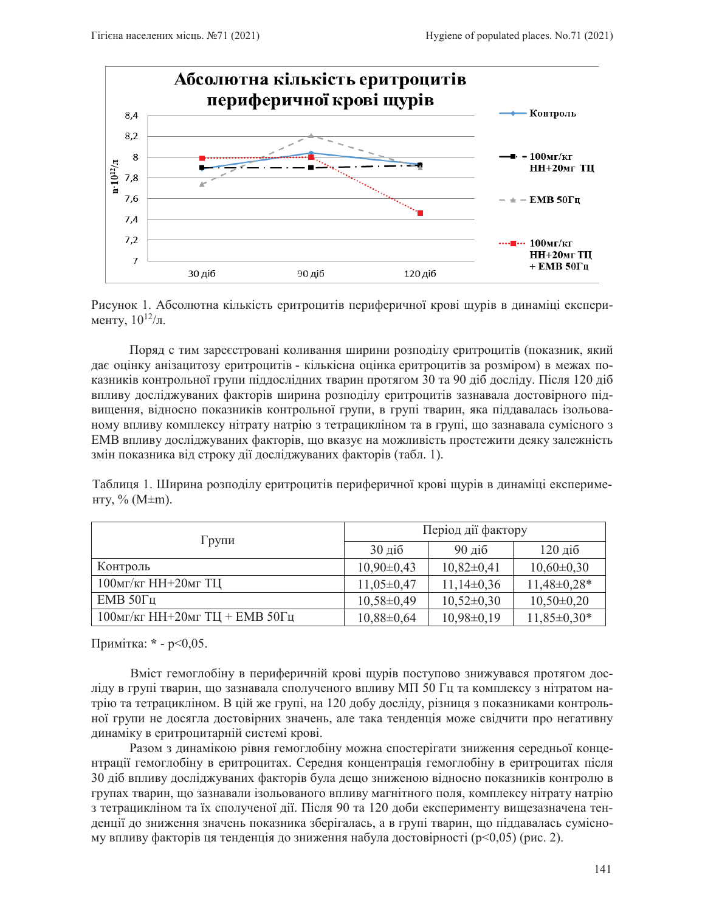Рисунок 1. Абсолютна кількість еритроцитів периферичної крові щурів в динаміці експерименту, $10^{12}$/л.

Поряд с тим зареєстровані коливання ширини розподілу еритроцитів (показник, який дає оцінку анізацитозу еритроцитів - кількісна оцінка еритроцитів за розміром) в межах показників контрольної групи піддослідних тварин протягом 30 та 90 діб досліду. Після 120 діб впливу досліджуваних факторів ширина розподілу еритроцитів зазнавала достовірного підвищення, відносно показників контрольної групи, в групі тварин, яка піддавалась ізольованому впливу комплексу нітрату натрію з тетрацикліном та в групі, що зазнавала сумісного з ЕМВ впливу досліджуваних факторів, що вказує на можливість простежити деяку залежність змін показника від строку дії досліджуваних факторів (табл. 1).

Таблиця 1. Ширина розподілу еритроцитів периферичної крові щурів в динаміці експерименту, % (M±m).

| Групи | Період дії фактору | | |
|---|---|---|---|
| | 30 діб | 90 діб | 120 діб |
| Контроль | 10,90±0,43 | 10,82±0,41 | 10,60±0,30 |
| 100мг/кг НН+20мг ТЦ | 11,05±0,47 | 11,14±0,36 | 11,48±0,28* |
| ЕМВ 50Гц | 10,58±0,49 | 10,52±0,30 | 10,50±0,20 |
| 100мг/кг НН+20мг ТЦ + ЕМВ 50Гц | 10,88±0,64 | 10,98±0,19 | 11,85±0,30* |

Примітка: * - $p<0,05$.

Вміст гемоглобіну в периферичній крові щурів поступово знижувався протягом досліду в групі тварин, що зазнавала сполученого впливу МП 50 Гц та комплексу з нітратом натрію та тетрацикліном. В цій же групі, на 120 добу досліду, різниця з показниками контрольної групи не досягла достовірних значень, але така тенденція може свідчити про негативну динаміку в еритроцитарній системі крові.

Разом з динамікою рівня гемоглобіну можна спостерігати зниження середньої концентрації гемоглобіну в еритроцитах. Середня концентрація гемоглобіну в еритроцитах після 30 діб впливу досліджуваних факторів була дещо зниженою відносно показників контролю в групах тварин, що зазнавали ізольованого впливу магнітного поля, комплексу нітрату натрію з тетрацикліном та їх сполученої дії. Після 90 та 120 доби експерименту вищезазначена тенденції до зниження значень показника зберігалась, а в групі тварин, що піддавалась сумісному впливу факторів ця тенденція до зниження набула достовірності ($p<0,05$) (рис. 2).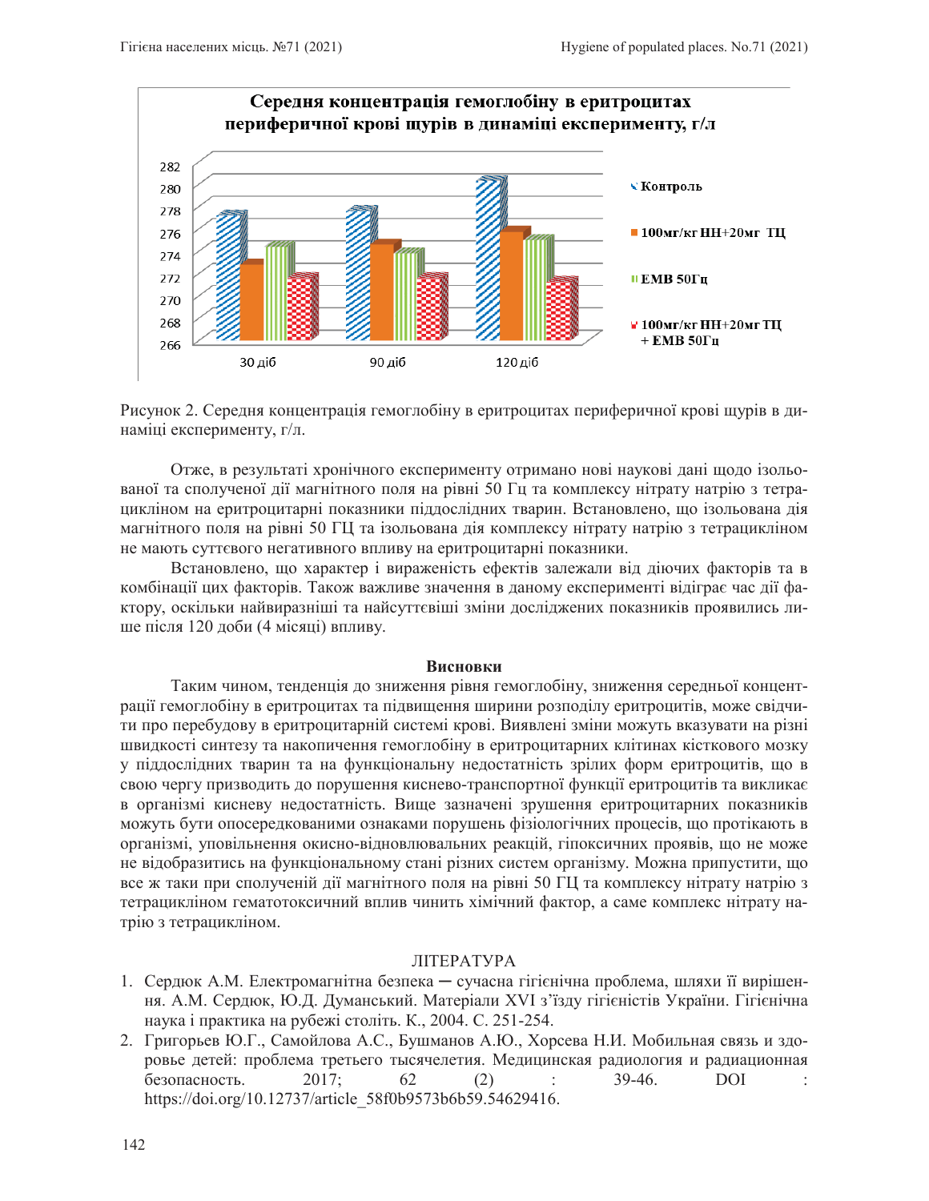Рисунок 2. Середня концентрація гемоглобіну в еритроцитах периферичної крові щурів в динаміці експерименту, г/л.

Отже, в результаті хронічного експерименту отримано нові наукові дані щодо ізольованої та сполученої дії магнітного поля на рівні 50 Гц та комплексу нітрату натрію з тетрацикліном на еритроцитарні показники піддослідних тварин. Встановлено, що ізольована дія магнітного поля на рівні 50 ГЦ та ізольована дія комплексу нітрату натрію з тетрацикліном не мають суттєвого негативного впливу на еритроцитарні показники.

Встановлено, що характер і вираженість ефектів залежали від діючих факторів та в комбінації цих факторів. Також важливе значення в даному експерименті відіграє час дії фактору, оскільки найвиразніші та найсуттєвіші зміни досліджених показників проявились лише після 120 доби (4 місяці) впливу.

## Висновки

Таким чином, тенденція до зниження рівня гемоглобіну, зниження середньої концентрації гемоглобіну в еритроцитах та підвищення ширини розподілу еритроцитів, може свідчити про перебудову в еритроцитарній системі крові. Виявлені зміни можуть вказувати на різні швидкості синтезу та накопичення гемоглобіну в еритроцитарних клітинах кісткового мозку у піддослідних тварин та на функціональну недостатність зрілих форм еритроцитів, що в свою чергу призводить до порушення киснево-транспортної функції еритроцитів та викликає в організмі кисневу недостатність. Вище зазначені зрушення еритроцитарних показників можуть бути опосередкованими ознаками порушень фізіологічних процесів, що протікають в організмі, уповільнення окисно-відновлювальних реакцій, гіпоксичних проявів, що не може не відобразитись на функціональному стані різних систем організму. Можна припустити, що все ж таки при сполученій дії магнітного поля на рівні 50 ГЦ та комплексу нітрату натрію з тетрацикліном гематотоксичний вплив чинить хімічний фактор, а саме комплекс нітрату натрію з тетрацикліном.

## ЛІТЕРАТУРА

1. Сердюк А.М. Електромагнітна безпека ─ сучасна гігієнічна проблема, шляхи її вирішення. А.М. Сердюк, Ю.Д. Думанський. Матеріали XVI з'їзду гігієністів України. Гігієнічна наука і практика на рубежі століть. К., 2004. С. 251-254.
2. Григорьев Ю.Г., Самойлова А.С., Бушманов А.Ю., Хорсева Н.И. Мобильная связь и здоровье детей: проблема третьего тысячелетия. Медицинская радиология и радиационная безопасность. 2017; 62 (2) : 39-46. DOI : https://doi.org/10.12737/article_58f0b9573b6b59.54629416.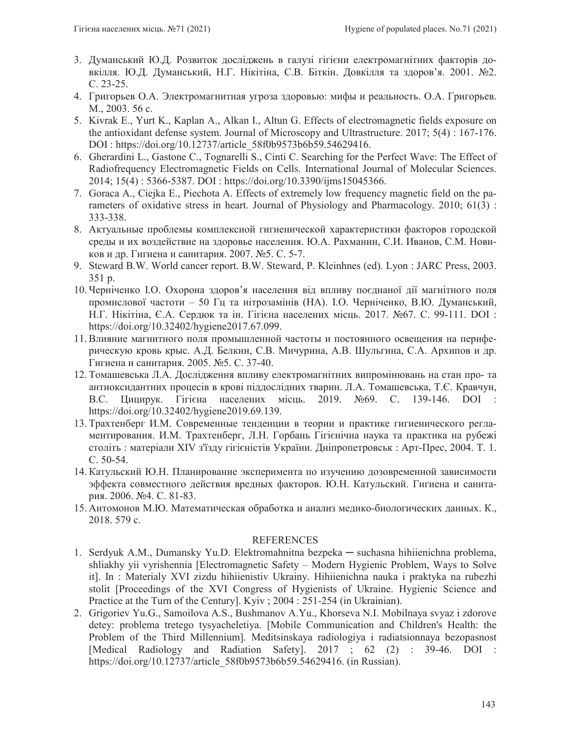3. Думанський Ю.Д. Розвиток досліджень в галузі гігієни електромагнітних факторів довкілля. Ю.Д. Думанський, Н.Г. Нікітіна, С.В. Біткін. Довкілля та здоров'я. 2001. №2. С. 23-25.
4. Григорьев О.А. Электромагнитная угроза здоровью: мифы и реальность. О.А. Григорьев. М., 2003. 56 с.
5. Kivrak E., Yurt K., Kaplan A., Alkan I., Altun G. Effects of electromagnetic fields exposure on the antioxidant defense system. Journal of Microscopy and Ultrastructure. 2017; 5(4) : 167-176. DOI : https://doi.org/10.12737/article_58f0b9573b6b59.54629416.
6. Gherardini L., Gastone C., Tognarelli S., Cinti C. Searching for the Perfect Wave: The Effect of Radiofrequency Electromagnetic Fields on Cells. International Journal of Molecular Sciences. 2014; 15(4) : 5366-5387. DOI : https://doi.org/10.3390/ijms15045366.
7. Goraca A., Ciejka E., Piechota A. Effects of extremely low frequency magnetic field on the parameters of oxidative stress in heart. Journal of Physiology and Pharmacology. 2010; 61(3) : 333-338.
8. Актуальные проблемы комплексной гигиенической характеристики факторов городской среды и их воздействие на здоровье населения. Ю.А. Рахманин, С.И. Иванов, С.М. Новиков и др. Гигиена и санитария. 2007. №5. С. 5-7.
9. Steward B.W. World cancer report. B.W. Steward, P. Kleinhnes (ed). Lyon : JARC Press, 2003. 351 p.
10. Черніченко І.О. Охорона здоров'я населення від впливу поєднаної дії магнітного поля промислової частоти – 50 Гц та нітрозамінів (НА). І.О. Черніченко, В.Ю. Думанський, Н.Г. Нікітіна, Є.А. Сердюк та ін. Гігієна населених місць. 2017. №67. С. 99-111. DOI : https://doi.org/10.32402/hygiene2017.67.099.
11. Влияние магнитного поля промышленной частоты и постоянного освещения на периферическую кровь крыс. А.Д. Белкин, С.В. Мичурина, А.В. Шульгина, С.А. Архипов и др. Гигиена и санитария. 2005. №5. С. 37-40.
12. Томашевська Л.А. Дослідження впливу електромагнітних випромінювань на стан про- та антиоксидантних процесів в крові піддослідних тварин. Л.А. Томашевська, Т.Є. Кравчун, В.С. Цицирук. Гігієна населених місць. 2019. №69. С. 139-146. DOI : https://doi.org/10.32402/hygiene2019.69.139.
13. Трахтенберг И.М. Современные тенденции в теории и практике гигиенического регламентирования. И.М. Трахтенберг, Л.Н. Горбань Гігієнічна наука та практика на рубежі століть : матеріали XIV з'їзду гігієністів України. Дніпропетровськ : Арт-Прес, 2004. Т. 1. С. 50-54.
14. Катульский Ю.Н. Планирование эксперимента по изучению дозовременной зависимости эффекта совместного действия вредных факторов. Ю.Н. Катульский. Гигиена и санитария. 2006. №4. С. 81-83.
15. Антомонов М.Ю. Математическая обработка и анализ медико-биологических данных. К., 2018. 579 с.

## REFERENCES

1. Serdyuk A.M., Dumansky Yu.D. Elektromahnitna bezpeka ─ suchasna hihiienichna problema, shliakhy yii vyrishennia [Electromagnetic Safety – Modern Hygienic Problem, Ways to Solve it]. In : Materialy XVI zizdu hihiienistiv Ukrainy. Hihiienichna nauka i praktyka na rubezhi stolit [Proceedings of the XVI Congress of Hygienists of Ukraine. Hygienic Science and Practice at the Turn of the Century]. Kyiv ; 2004 : 251-254 (in Ukrainian).
2. Grigoriev Yu.G., Samoilova A.S., Bushmanov A.Yu., Khorseva N.I. Mobilnaya svyaz i zdorove detey: problema tretego tysyacheletiya. [Mobile Communication and Children's Health: the Problem of the Third Millennium]. Meditsinskaya radiologiya i radiatsionnaya bezopasnost [Medical Radiology and Radiation Safety]. 2017 ; 62 (2) : 39-46. DOI : https://doi.org/10.12737/article_58f0b9573b6b59.54629416. (in Russian).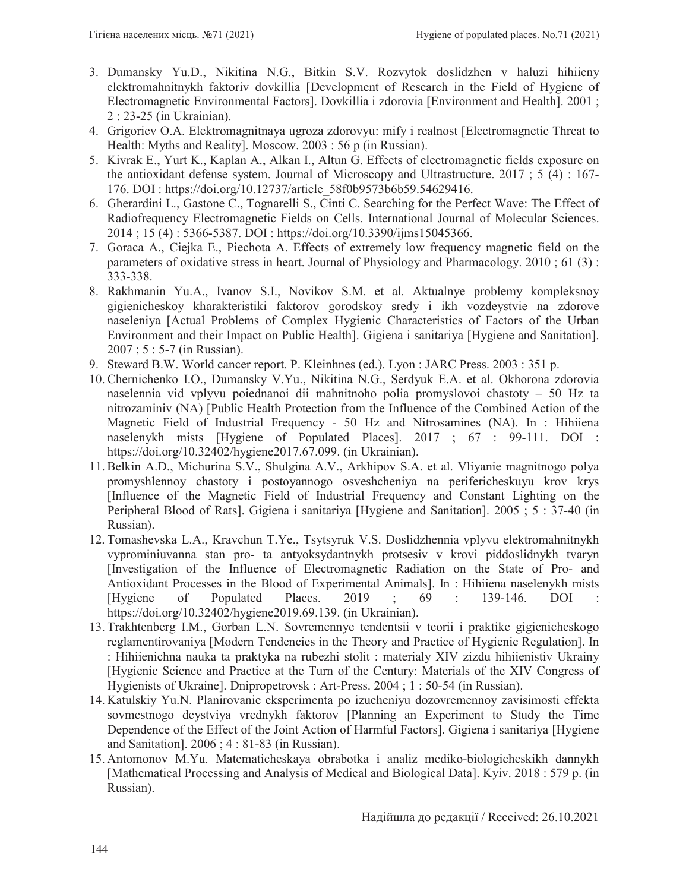3. Dumansky Yu.D., Nikitina N.G., Bitkin S.V. Rozvytok doslidzhen v haluzi hihiieny elektromahnitnykh faktoriv dovkillia [Development of Research in the Field of Hygiene of Electromagnetic Environmental Factors]. Dovkillia i zdorovia [Environment and Health]. 2001 ; 2 : 23-25 (in Ukrainian).
4. Grigoriev O.A. Elektromagnitnaya ugroza zdorovyu: mify i realnost [Electromagnetic Threat to Health: Myths and Reality]. Moscow. 2003 : 56 p (in Russian).
5. Kivrak E., Yurt K., Kaplan A., Alkan I., Altun G. Effects of electromagnetic fields exposure on the antioxidant defense system. Journal of Microscopy and Ultrastructure. 2017 ; 5 (4) : 167-176. DOI : https://doi.org/10.12737/article_58f0b9573b6b59.54629416.
6. Gherardini L., Gastone C., Tognarelli S., Cinti C. Searching for the Perfect Wave: The Effect of Radiofrequency Electromagnetic Fields on Cells. International Journal of Molecular Sciences. 2014 ; 15 (4) : 5366-5387. DOI : https://doi.org/10.3390/ijms15045366.
7. Goraca A., Ciejka E., Piechota A. Effects of extremely low frequency magnetic field on the parameters of oxidative stress in heart. Journal of Physiology and Pharmacology. 2010 ; 61 (3) : 333-338.
8. Rakhmanin Yu.A., Ivanov S.I., Novikov S.M. et al. Aktualnye problemy kompleksnoy gigienicheskoy kharakteristiki faktorov gorodskoy sredy i ikh vozdeystvie na zdorove naseleniya [Actual Problems of Complex Hygienic Characteristics of Factors of the Urban Environment and their Impact on Public Health]. Gigiena i sanitariya [Hygiene and Sanitation]. 2007 ; 5 : 5-7 (in Russian).
9. Steward B.W. World cancer report. P. Kleinhnes (ed.). Lyon : JARC Press. 2003 : 351 p.
10. Chernichenko I.O., Dumansky V.Yu., Nikitina N.G., Serdyuk E.A. et al. Okhorona zdorovia naselennia vid vplyvu poiednanoi dii mahnitnoho polia promyslovoi chastoty – 50 Hz ta nitrozaminiv (NA) [Public Health Protection from the Influence of the Combined Action of the Magnetic Field of Industrial Frequency - 50 Hz and Nitrosamines (NA). In : Hihiiena naselenykh mists [Hygiene of Populated Places]. 2017 ; 67 : 99-111. DOI : https://doi.org/10.32402/hygiene2017.67.099. (in Ukrainian).
11. Belkin A.D., Michurina S.V., Shulgina A.V., Arkhipov S.A. et al. Vliyanie magnitnogo polya promyshlennoy chastoty i postoyannogo osveshcheniya na perifericheskuyu krov krys [Influence of the Magnetic Field of Industrial Frequency and Constant Lighting on the Peripheral Blood of Rats]. Gigiena i sanitariya [Hygiene and Sanitation]. 2005 ; 5 : 37-40 (in Russian).
12. Tomashevska L.A., Kravchun T.Ye., Tsytsyruk V.S. Doslidzhennia vplyvu elektromahnitnykh vyprominiuvannia stan pro- ta antyoksydantnykh protsesiv v krovi piddoslidnykh tvaryn [Investigation of the Influence of Electromagnetic Radiation on the State of Pro- and Antioxidant Processes in the Blood of Experimental Animals]. In : Hihiiena naselenykh mists [Hygiene of Populated Places. 2019 ; 69 : 139-146. DOI : https://doi.org/10.32402/hygiene2019.69.139. (in Ukrainian).
13. Trakhtenberg I.M., Gorban L.N. Sovremennye tendentsii v teorii i praktike gigienicheskogo reglamentirovaniya [Modern Tendencies in the Theory and Practice of Hygienic Regulation]. In : Hihiienichna nauka ta praktyka na rubezhi stolit : materialy XIV zizdu hihiienistiv Ukrainy [Hygienic Science and Practice at the Turn of the Century: Materials of the XIV Congress of Hygienists of Ukraine]. Dnipropetrovsk : Art-Press. 2004 ; 1 : 50-54 (in Russian).
14. Katulskiy Yu.N. Planirovanie eksperimenta po izucheniyu dozovremennoy zavisimosti effekta sovmestnogo deystviya vrednykh faktorov [Planning an Experiment to Study the Time Dependence of the Effect of the Joint Action of Harmful Factors]. Gigiena i sanitariya [Hygiene and Sanitation]. 2006 ; 4 : 81-83 (in Russian).
15. Antomonov M.Yu. Matematicheskaya obrabotka i analiz mediko-biologicheskikh dannykh [Mathematical Processing and Analysis of Medical and Biological Data]. Kyiv. 2018 : 579 p. (in Russian).

Надійшла до редакції / Received: 26.10.2021